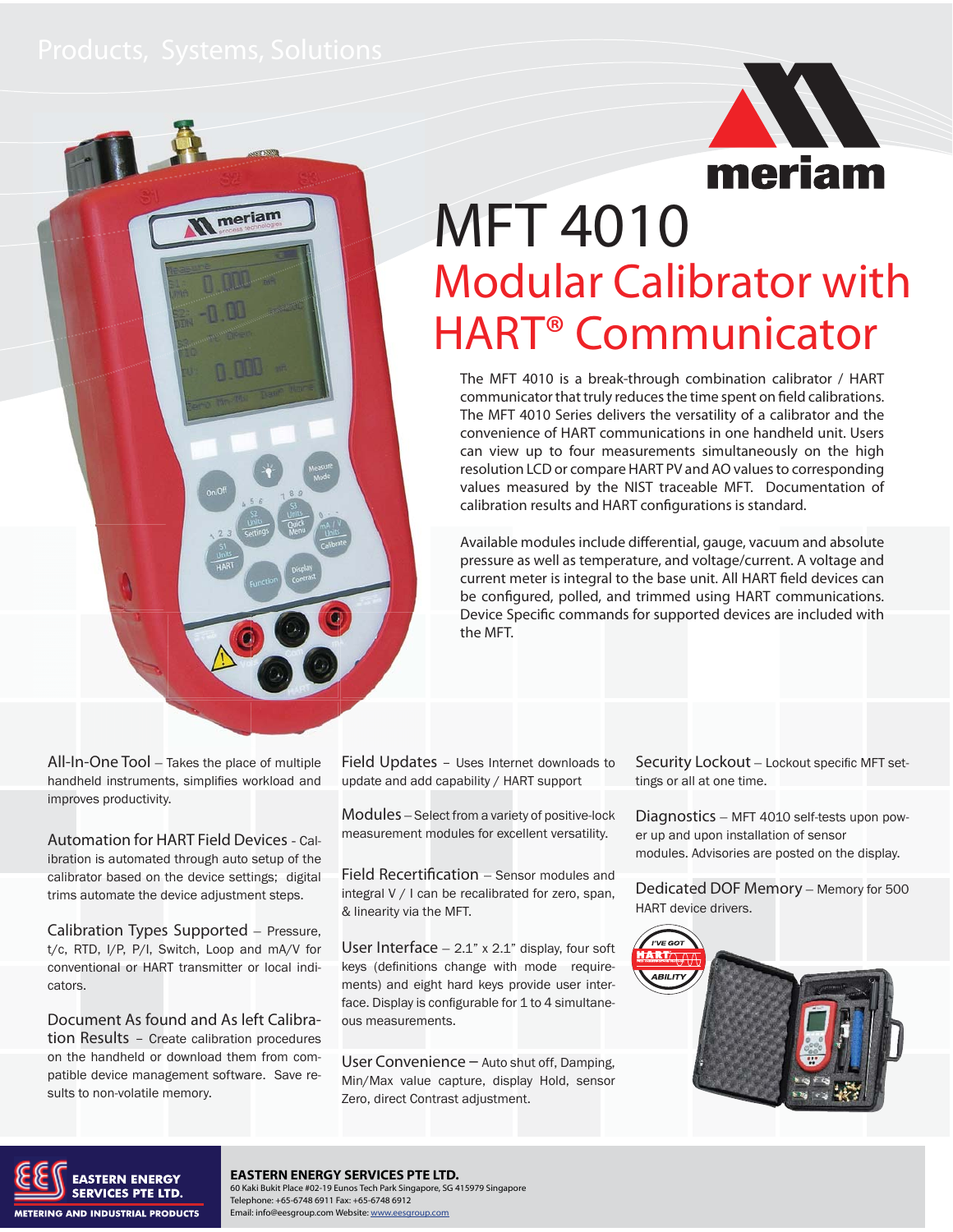Products, Systems, Solutions

meriam

# MFT 4010

## Modular Calibrator with HART® Communicator

The MFT 4010 is a break-through combination calibrator / HART communicator that truly reduces the time spent on field calibrations. The MFT 4010 Series delivers the versatility of a calibrator and the convenience of HART communications in one handheld unit. Users can view up to four measurements simultaneously on the high resolution LCD or compare HART PV and AO values to corresponding values measured by the NIST traceable MFT. Documentation of calibration results and HART configurations is standard.

Available modules include differential, gauge, vacuum and absolute pressure as well as temperature, and voltage/current. A voltage and current meter is integral to the base unit. All HART field devices can be configured, polled, and trimmed using HART communications. Device Specific commands for supported devices are included with the MFT.

**All-In-One Tool** – Takes the place of multiple handheld instruments, simplifies workload and improves productivity.

**Automation for HART Field Devices** - Calibration is automated through auto setup of the calibrator based on the device settings; digital trims automate the device adjustment steps.

**Calibration Types Supported** – Pressure, t/c, RTD, I/P, P/I, Switch, Loop and mA/V for conventional or HART transmitter or local indicators.

**Document As found and As left Calibration Results** – Create calibration procedures on the handheld or download them from compatible device management software. Save results to non-volatile memory.

**Field Updates** – Uses Internet downloads to update and add capability / HART support

**Modules** – Select from a variety of positive-lock measurement modules for excellent versatility.

**Field Recertification** – Sensor modules and integral V / I can be recalibrated for zero, span, & linearity via the MFT.

**User Interface** – 2.1" x 2.1" display, four soft keys (definitions change with mode requirements) and eight hard keys provide user interface. Display is configurable for 1 to 4 simultaneous measurements.

**User Convenience** – Auto shut off, Damping, Min/Max value capture, display Hold, sensor Zero, direct Contrast adjustment.

**Security Lockout** – Lockout specific MFT settings or all at one time.

**Diagnostics** – MFT 4010 self-tests upon power up and upon installation of sensor modules. Advisories are posted on the display.

**Dedicated DOF Memory** – Memory for 500 HART device drivers.

I'VE GOT HART ABILITY

**EASTERN ENERGY SERVICES PTE LTD.**
METERING AND INDUSTRIAL PRODUCTS

**EASTERN ENERGY SERVICES PTE LTD.**
60 Kaki Bukit Place #02-19 Eunos Tech Park Singapore, SG 415979 Singapore
Telephone: +65-6748 6911 Fax: +65-6748 6912
Email: info@eesgroup.com Website: www.eesgroup.com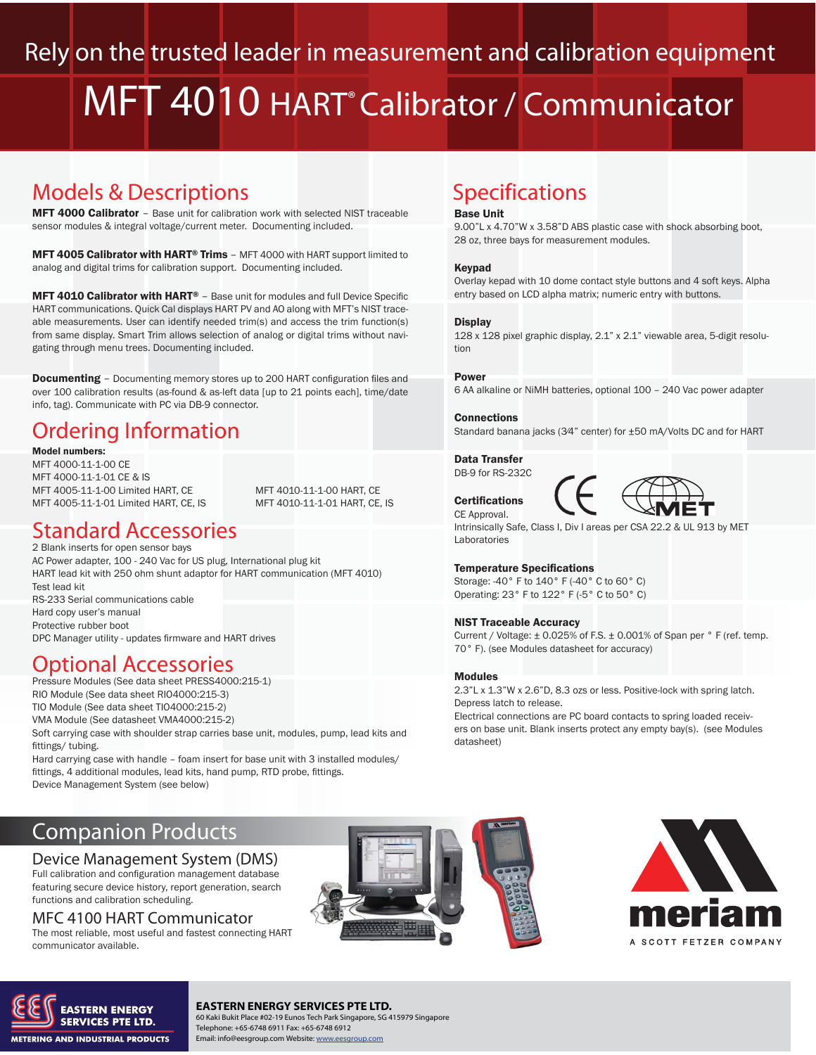Rely on the trusted leader in measurement and calibration equipment

# MFT 4010 HART® Calibrator / Communicator

## Models & Descriptions

**MFT 4000 Calibrator** – Base unit for calibration work with selected NIST traceable sensor modules & integral voltage/current meter. Documenting included.

**MFT 4005 Calibrator with HART® Trims** – MFT 4000 with HART support limited to analog and digital trims for calibration support. Documenting included.

**MFT 4010 Calibrator with HART®** – Base unit for modules and full Device Specific HART communications. Quick Cal displays HART PV and AO along with MFT's NIST traceable measurements. User can identify needed trim(s) and access the trim function(s) from same display. Smart Trim allows selection of analog or digital trims without navigating through menu trees. Documenting included.

**Documenting** – Documenting memory stores up to 200 HART configuration files and over 100 calibration results (as-found & as-left data [up to 21 points each], time/date info, tag). Communicate with PC via DB-9 connector.

## Ordering Information

**Model numbers:**

MFT 4000-11-1-00 CE
MFT 4000-11-1-01 CE & IS
MFT 4005-11-1-00 Limited HART, CE
MFT 4005-11-1-01 Limited HART, CE, IS
MFT 4010-11-1-00 HART, CE
MFT 4010-11-1-01 HART, CE, IS

## Standard Accessories

2 Blank inserts for open sensor bays
AC Power adapter, 100 - 240 Vac for US plug, International plug kit
HART lead kit with 250 ohm shunt adaptor for HART communication (MFT 4010)
Test lead kit
RS-233 Serial communications cable
Hard copy user's manual
Protective rubber boot
DPC Manager utility - updates firmware and HART drives

## Optional Accessories

Pressure Modules (See data sheet PRESS4000:215-1)
RIO Module (See data sheet RIO4000:215-3)
TIO Module (See data sheet TIO4000:215-2)
VMA Module (See datasheet VMA4000:215-2)
Soft carrying case with shoulder strap carries base unit, modules, pump, lead kits and fittings/ tubing.
Hard carrying case with handle – foam insert for base unit with 3 installed modules/ fittings, 4 additional modules, lead kits, hand pump, RTD probe, fittings.
Device Management System (see below)

## Specifications

**Base Unit**
9.00"L x 4.70"W x 3.58"D ABS plastic case with shock absorbing boot, 28 oz, three bays for measurement modules.

**Keypad**
Overlay kepad with 10 dome contact style buttons and 4 soft keys. Alpha entry based on LCD alpha matrix; numeric entry with buttons.

**Display**
128 x 128 pixel graphic display, 2.1" x 2.1" viewable area, 5-digit resolution

**Power**
6 AA alkaline or NiMH batteries, optional 100 – 240 Vac power adapter

**Connections**
Standard banana jacks (3⁄4" center) for ±50 mA/Volts DC and for HART

**Data Transfer**
DB-9 for RS-232C

**Certifications**
CE Approval.
Intrinsically Safe, Class I, Div I areas per CSA 22.2 & UL 913 by MET Laboratories

**Temperature Specifications**
Storage: -40° F to 140° F (-40° C to 60° C)
Operating: 23° F to 122° F (-5° C to 50° C)

**NIST Traceable Accuracy**
Current / Voltage: ± 0.025% of F.S. ± 0.001% of Span per ° F (ref. temp. 70° F). (see Modules datasheet for accuracy)

**Modules**
2.3"L x 1.3"W x 2.6"D, 8.3 ozs or less. Positive-lock with spring latch. Depress latch to release.
Electrical connections are PC board contacts to spring loaded receivers on base unit. Blank inserts protect any empty bay(s). (see Modules datasheet)

## Companion Products

### Device Management System (DMS)

Full calibration and configuration management database featuring secure device history, report generation, search functions and calibration scheduling.

### MFC 4100 HART Communicator

The most reliable, most useful and fastest connecting HART communicator available.

meriam
A SCOTT FETZER COMPANY

EASTERN ENERGY SERVICES PTE LTD.
METERING AND INDUSTRIAL PRODUCTS

**EASTERN ENERGY SERVICES PTE LTD.**
60 Kaki Bukit Place #02-19 Eunos Tech Park Singapore, SG 415979 Singapore
Telephone: +65-6748 6911 Fax: +65-6748 6912
Email: info@eesgroup.com Website: www.eesgroup.com